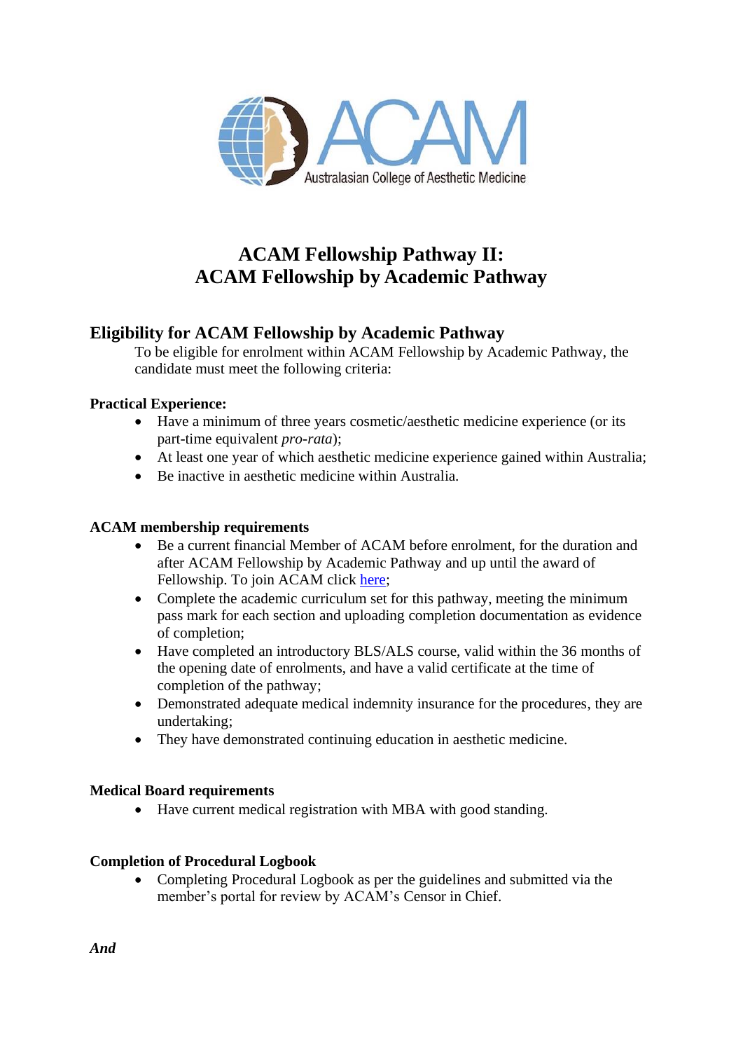# ACAM Fellowship Pathway II: ACAM Fellowship by Academic Pathway

## Eligibility for ACAM Fellowship by Academic Pathway

To be eligible for enrolment within ACAM Fellowship by Academic Pathway, the candidate must meet the following criteria:

**Practical Experience:**

- Have a minimum of three years cosmetic/aesthetic medicine experience (or its part-time equivalent *pro-rata*);
- At least one year of which aesthetic medicine experience gained within Australia;
- Be inactive in aesthetic medicine within Australia.

**ACAM membership requirements**

- Be a current financial Member of ACAM before enrolment, for the duration and after ACAM Fellowship by Academic Pathway and up until the award of Fellowship. To join ACAM click [here];
- Complete the academic curriculum set for this pathway, meeting the minimum pass mark for each section and uploading completion documentation as evidence of completion;
- Have completed an introductory BLS/ALS course, valid within the 36 months of the opening date of enrolments, and have a valid certificate at the time of completion of the pathway;
- Demonstrated adequate medical indemnity insurance for the procedures, they are undertaking;
- They have demonstrated continuing education in aesthetic medicine.

**Medical Board requirements**

- Have current medical registration with MBA with good standing.

**Completion of Procedural Logbook**

- Completing Procedural Logbook as per the guidelines and submitted via the member's portal for review by ACAM's Censor in Chief.

***And***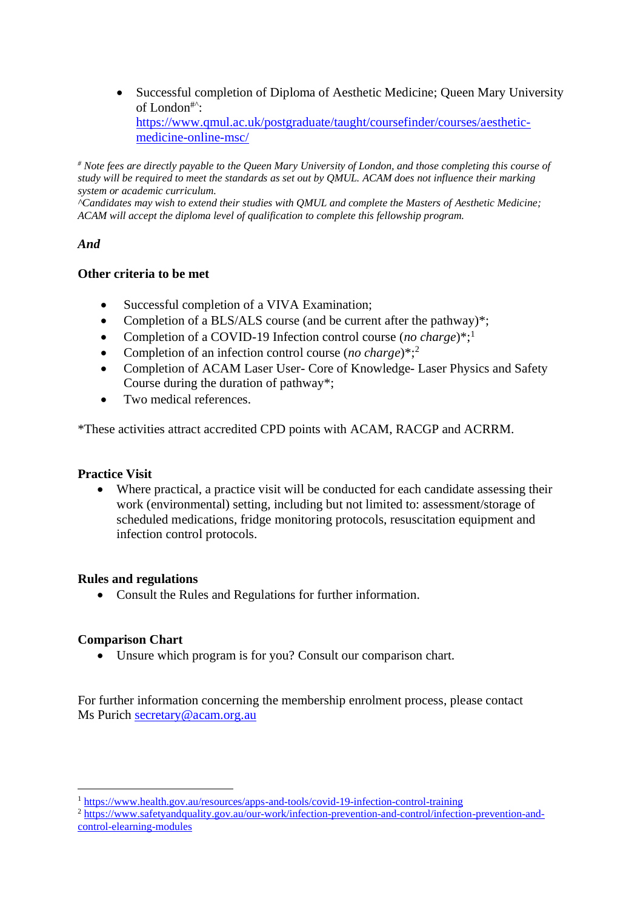- Successful completion of Diploma of Aesthetic Medicine; Queen Mary University of London[#^]: https://www.qmul.ac.uk/postgraduate/taught/coursefinder/courses/aesthetic-medicine-online-msc/

*[#] Note fees are directly payable to the Queen Mary University of London, and those completing this course of study will be required to meet the standards as set out by QMUL. ACAM does not influence their marking system or academic curriculum.*
*^Candidates may wish to extend their studies with QMUL and complete the Masters of Aesthetic Medicine; ACAM will accept the diploma level of qualification to complete this fellowship program.*

***And***

**Other criteria to be met**

- Successful completion of a VIVA Examination;
- Completion of a BLS/ALS course (and be current after the pathway)*;
- Completion of a COVID-19 Infection control course (*no charge*)*;[1]
- Completion of an infection control course (*no charge*)*;[2]
- Completion of ACAM Laser User- Core of Knowledge- Laser Physics and Safety Course during the duration of pathway*;
- Two medical references.

*These activities attract accredited CPD points with ACAM, RACGP and ACRRM.

**Practice Visit**

- Where practical, a practice visit will be conducted for each candidate assessing their work (environmental) setting, including but not limited to: assessment/storage of scheduled medications, fridge monitoring protocols, resuscitation equipment and infection control protocols.

**Rules and regulations**

- Consult the Rules and Regulations for further information.

**Comparison Chart**

- Unsure which program is for you? Consult our comparison chart.

For further information concerning the membership enrolment process, please contact Ms Purich secretary@acam.org.au

[1] https://www.health.gov.au/resources/apps-and-tools/covid-19-infection-control-training
[2] https://www.safetyandquality.gov.au/our-work/infection-prevention-and-control/infection-prevention-and-control-elearning-modules